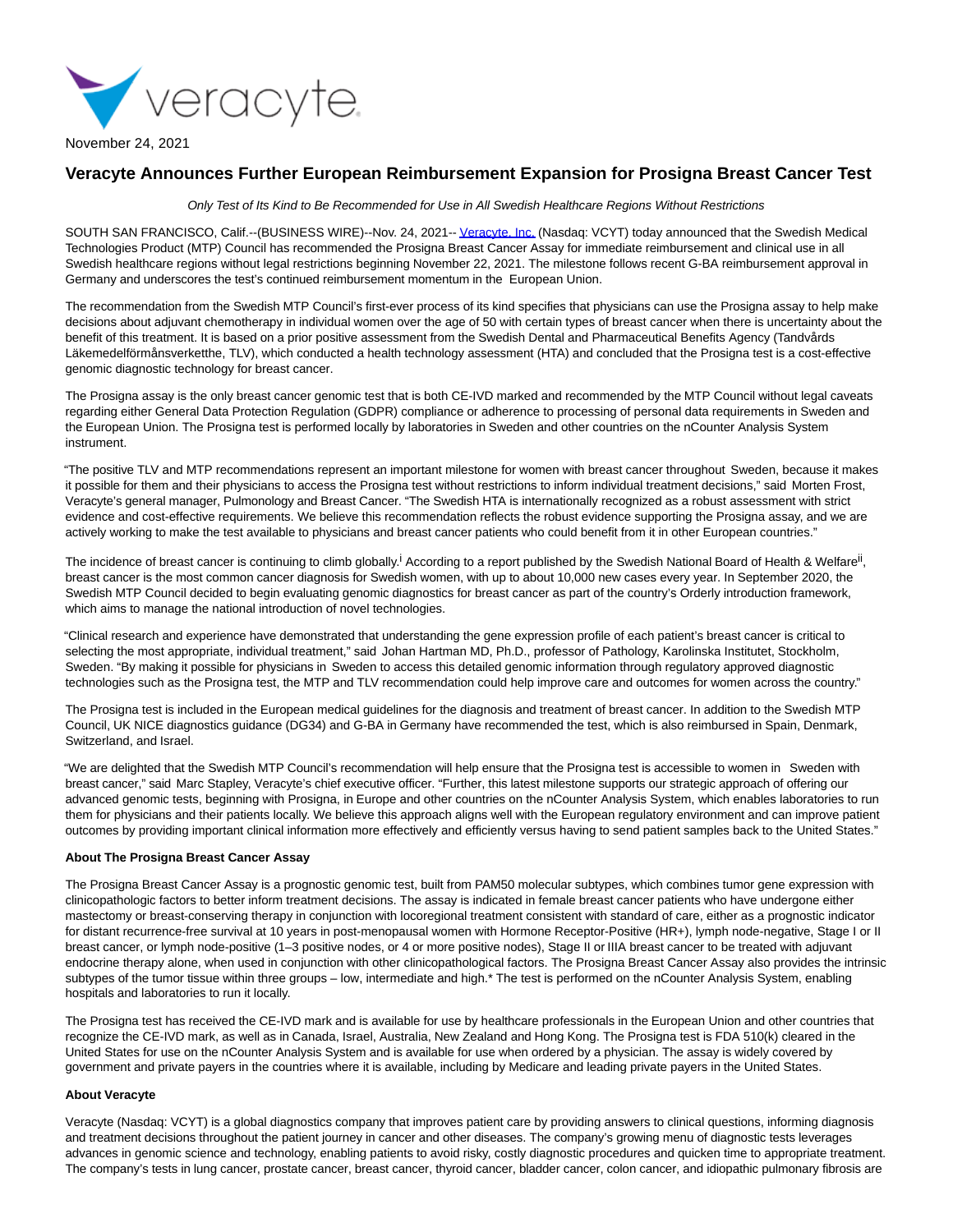November 24, 2021

# Veracyte Announces Further European Reimbursement Expansion for Prosigna Breast Cancer Test

*Only Test of Its Kind to Be Recommended for Use in All Swedish Healthcare Regions Without Restrictions*

SOUTH SAN FRANCISCO, Calif.--(BUSINESS WIRE)--Nov. 24, 2021-- Veracyte, Inc. (Nasdaq: VCYT) today announced that the Swedish Medical Technologies Product (MTP) Council has recommended the Prosigna Breast Cancer Assay for immediate reimbursement and clinical use in all Swedish healthcare regions without legal restrictions beginning November 22, 2021. The milestone follows recent G-BA reimbursement approval in Germany and underscores the test's continued reimbursement momentum in the European Union.

The recommendation from the Swedish MTP Council's first-ever process of its kind specifies that physicians can use the Prosigna assay to help make decisions about adjuvant chemotherapy in individual women over the age of 50 with certain types of breast cancer when there is uncertainty about the benefit of this treatment. It is based on a prior positive assessment from the Swedish Dental and Pharmaceutical Benefits Agency (Tandvårds Läkemedelförmånsverketthe, TLV), which conducted a health technology assessment (HTA) and concluded that the Prosigna test is a cost-effective genomic diagnostic technology for breast cancer.

The Prosigna assay is the only breast cancer genomic test that is both CE-IVD marked and recommended by the MTP Council without legal caveats regarding either General Data Protection Regulation (GDPR) compliance or adherence to processing of personal data requirements in Sweden and the European Union. The Prosigna test is performed locally by laboratories in Sweden and other countries on the nCounter Analysis System instrument.

"The positive TLV and MTP recommendations represent an important milestone for women with breast cancer throughout Sweden, because it makes it possible for them and their physicians to access the Prosigna test without restrictions to inform individual treatment decisions," said Morten Frost, Veracyte's general manager, Pulmonology and Breast Cancer. "The Swedish HTA is internationally recognized as a robust assessment with strict evidence and cost-effective requirements. We believe this recommendation reflects the robust evidence supporting the Prosigna assay, and we are actively working to make the test available to physicians and breast cancer patients who could benefit from it in other European countries."

The incidence of breast cancer is continuing to climb globally.[i] According to a report published by the Swedish National Board of Health & Welfare[ii], breast cancer is the most common cancer diagnosis for Swedish women, with up to about 10,000 new cases every year. In September 2020, the Swedish MTP Council decided to begin evaluating genomic diagnostics for breast cancer as part of the country's Orderly introduction framework, which aims to manage the national introduction of novel technologies.

"Clinical research and experience have demonstrated that understanding the gene expression profile of each patient's breast cancer is critical to selecting the most appropriate, individual treatment," said Johan Hartman MD, Ph.D., professor of Pathology, Karolinska Institutet, Stockholm, Sweden. "By making it possible for physicians in Sweden to access this detailed genomic information through regulatory approved diagnostic technologies such as the Prosigna test, the MTP and TLV recommendation could help improve care and outcomes for women across the country."

The Prosigna test is included in the European medical guidelines for the diagnosis and treatment of breast cancer. In addition to the Swedish MTP Council, UK NICE diagnostics guidance (DG34) and G-BA in Germany have recommended the test, which is also reimbursed in Spain, Denmark, Switzerland, and Israel.

"We are delighted that the Swedish MTP Council's recommendation will help ensure that the Prosigna test is accessible to women in Sweden with breast cancer," said Marc Stapley, Veracyte's chief executive officer. "Further, this latest milestone supports our strategic approach of offering our advanced genomic tests, beginning with Prosigna, in Europe and other countries on the nCounter Analysis System, which enables laboratories to run them for physicians and their patients locally. We believe this approach aligns well with the European regulatory environment and can improve patient outcomes by providing important clinical information more effectively and efficiently versus having to send patient samples back to the United States."

**About The Prosigna Breast Cancer Assay**

The Prosigna Breast Cancer Assay is a prognostic genomic test, built from PAM50 molecular subtypes, which combines tumor gene expression with clinicopathologic factors to better inform treatment decisions. The assay is indicated in female breast cancer patients who have undergone either mastectomy or breast-conserving therapy in conjunction with locoregional treatment consistent with standard of care, either as a prognostic indicator for distant recurrence-free survival at 10 years in post-menopausal women with Hormone Receptor-Positive (HR+), lymph node-negative, Stage I or II breast cancer, or lymph node-positive (1–3 positive nodes, or 4 or more positive nodes), Stage II or IIIA breast cancer to be treated with adjuvant endocrine therapy alone, when used in conjunction with other clinicopathological factors. The Prosigna Breast Cancer Assay also provides the intrinsic subtypes of the tumor tissue within three groups – low, intermediate and high.* The test is performed on the nCounter Analysis System, enabling hospitals and laboratories to run it locally.

The Prosigna test has received the CE-IVD mark and is available for use by healthcare professionals in the European Union and other countries that recognize the CE-IVD mark, as well as in Canada, Israel, Australia, New Zealand and Hong Kong. The Prosigna test is FDA 510(k) cleared in the United States for use on the nCounter Analysis System and is available for use when ordered by a physician. The assay is widely covered by government and private payers in the countries where it is available, including by Medicare and leading private payers in the United States.

**About Veracyte**

Veracyte (Nasdaq: VCYT) is a global diagnostics company that improves patient care by providing answers to clinical questions, informing diagnosis and treatment decisions throughout the patient journey in cancer and other diseases. The company's growing menu of diagnostic tests leverages advances in genomic science and technology, enabling patients to avoid risky, costly diagnostic procedures and quicken time to appropriate treatment. The company's tests in lung cancer, prostate cancer, breast cancer, thyroid cancer, bladder cancer, colon cancer, and idiopathic pulmonary fibrosis are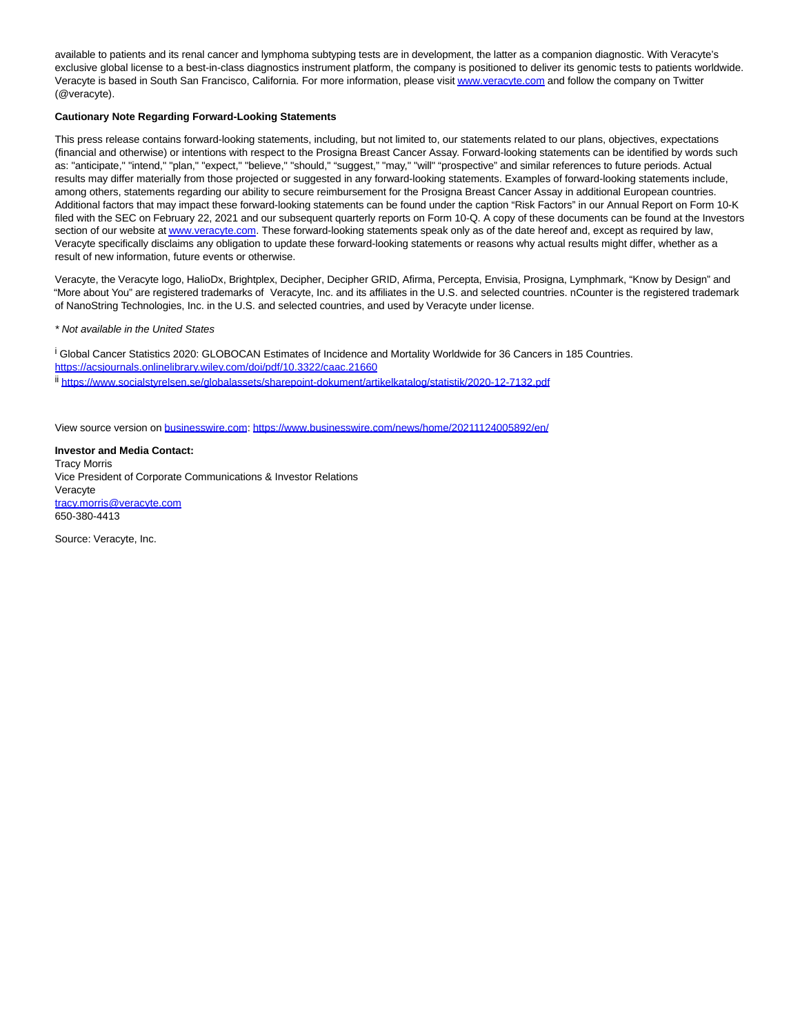available to patients and its renal cancer and lymphoma subtyping tests are in development, the latter as a companion diagnostic. With Veracyte's exclusive global license to a best-in-class diagnostics instrument platform, the company is positioned to deliver its genomic tests to patients worldwide. Veracyte is based in South San Francisco, California. For more information, please visit [www.veracyte.com](http://www.veracyte.com) and follow the company on Twitter (@veracyte).

**Cautionary Note Regarding Forward-Looking Statements**

This press release contains forward-looking statements, including, but not limited to, our statements related to our plans, objectives, expectations (financial and otherwise) or intentions with respect to the Prosigna Breast Cancer Assay. Forward-looking statements can be identified by words such as: "anticipate," "intend," "plan," "expect," "believe," "should," "suggest," "may," "will" "prospective" and similar references to future periods. Actual results may differ materially from those projected or suggested in any forward-looking statements. Examples of forward-looking statements include, among others, statements regarding our ability to secure reimbursement for the Prosigna Breast Cancer Assay in additional European countries. Additional factors that may impact these forward-looking statements can be found under the caption "Risk Factors" in our Annual Report on Form 10-K filed with the SEC on February 22, 2021 and our subsequent quarterly reports on Form 10-Q. A copy of these documents can be found at the Investors section of our website at [www.veracyte.com](http://www.veracyte.com). These forward-looking statements speak only as of the date hereof and, except as required by law, Veracyte specifically disclaims any obligation to update these forward-looking statements or reasons why actual results might differ, whether as a result of new information, future events or otherwise.

Veracyte, the Veracyte logo, HalioDx, Brightplex, Decipher, Decipher GRID, Afirma, Percepta, Envisia, Prosigna, Lymphmark, "Know by Design" and "More about You" are registered trademarks of Veracyte, Inc. and its affiliates in the U.S. and selected countries. nCounter is the registered trademark of NanoString Technologies, Inc. in the U.S. and selected countries, and used by Veracyte under license.

*\* Not available in the United States*

[i] Global Cancer Statistics 2020: GLOBOCAN Estimates of Incidence and Mortality Worldwide for 36 Cancers in 185 Countries. [https://acsjournals.onlinelibrary.wiley.com/doi/pdf/10.3322/caac.21660](https://acsjournals.onlinelibrary.wiley.com/doi/pdf/10.3322/caac.21660)

[ii] [https://www.socialstyrelsen.se/globalassets/sharepoint-dokument/artikelkatalog/statistik/2020-12-7132.pdf](https://www.socialstyrelsen.se/globalassets/sharepoint-dokument/artikelkatalog/statistik/2020-12-7132.pdf)

View source version on [businesswire.com](http://businesswire.com): [https://www.businesswire.com/news/home/20211124005892/en/](https://www.businesswire.com/news/home/20211124005892/en/)

**Investor and Media Contact:**
Tracy Morris
Vice President of Corporate Communications & Investor Relations
Veracyte
[tracy.morris@veracyte.com](mailto:tracy.morris@veracyte.com)
650-380-4413

Source: Veracyte, Inc.